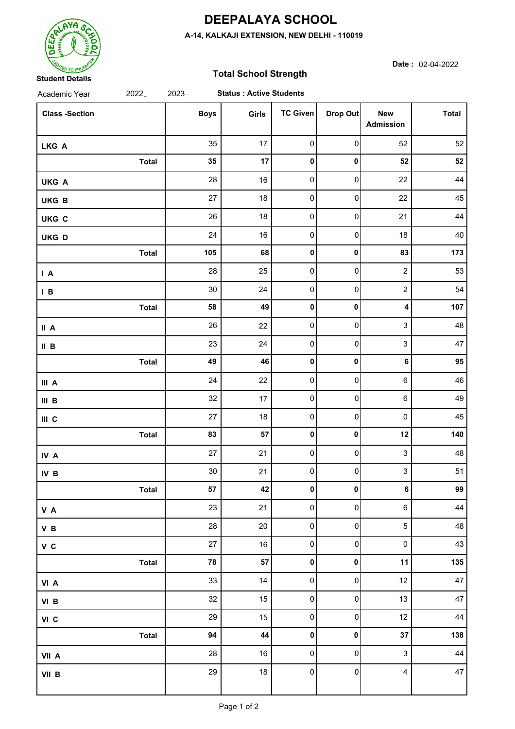# DEEPALAYA SCHOOL

**A-14, KALKAJI EXTENSION, NEW DELHI - 110019**

**Date :** 02-04-2022

**Student Details**

## Total School Strength

Academic Year 2022 - 2023 **Status : Active Students**

| Class -Section | Boys | Girls | TC Given | Drop Out | New Admission | Total |
|---|---|---|---|---|---|---|
| **LKG A** | 35 | 17 | 0 | 0 | 52 | 52 |
| **Total** | **35** | **17** | **0** | **0** | **52** | **52** |
| **UKG A** | 28 | 16 | 0 | 0 | 22 | 44 |
| **UKG B** | 27 | 18 | 0 | 0 | 22 | 45 |
| **UKG C** | 26 | 18 | 0 | 0 | 21 | 44 |
| **UKG D** | 24 | 16 | 0 | 0 | 18 | 40 |
| **Total** | **105** | **68** | **0** | **0** | **83** | **173** |
| **I A** | 28 | 25 | 0 | 0 | 2 | 53 |
| **I B** | 30 | 24 | 0 | 0 | 2 | 54 |
| **Total** | **58** | **49** | **0** | **0** | **4** | **107** |
| **II A** | 26 | 22 | 0 | 0 | 3 | 48 |
| **II B** | 23 | 24 | 0 | 0 | 3 | 47 |
| **Total** | **49** | **46** | **0** | **0** | **6** | **95** |
| **III A** | 24 | 22 | 0 | 0 | 6 | 46 |
| **III B** | 32 | 17 | 0 | 0 | 6 | 49 |
| **III C** | 27 | 18 | 0 | 0 | 0 | 45 |
| **Total** | **83** | **57** | **0** | **0** | **12** | **140** |
| **IV A** | 27 | 21 | 0 | 0 | 3 | 48 |
| **IV B** | 30 | 21 | 0 | 0 | 3 | 51 |
| **Total** | **57** | **42** | **0** | **0** | **6** | **99** |
| **V A** | 23 | 21 | 0 | 0 | 6 | 44 |
| **V B** | 28 | 20 | 0 | 0 | 5 | 48 |
| **V C** | 27 | 16 | 0 | 0 | 0 | 43 |
| **Total** | **78** | **57** | **0** | **0** | **11** | **135** |
| **VI A** | 33 | 14 | 0 | 0 | 12 | 47 |
| **VI B** | 32 | 15 | 0 | 0 | 13 | 47 |
| **VI C** | 29 | 15 | 0 | 0 | 12 | 44 |
| **Total** | **94** | **44** | **0** | **0** | **37** | **138** |
| **VII A** | 28 | 16 | 0 | 0 | 3 | 44 |
| **VII B** | 29 | 18 | 0 | 0 | 4 | 47 |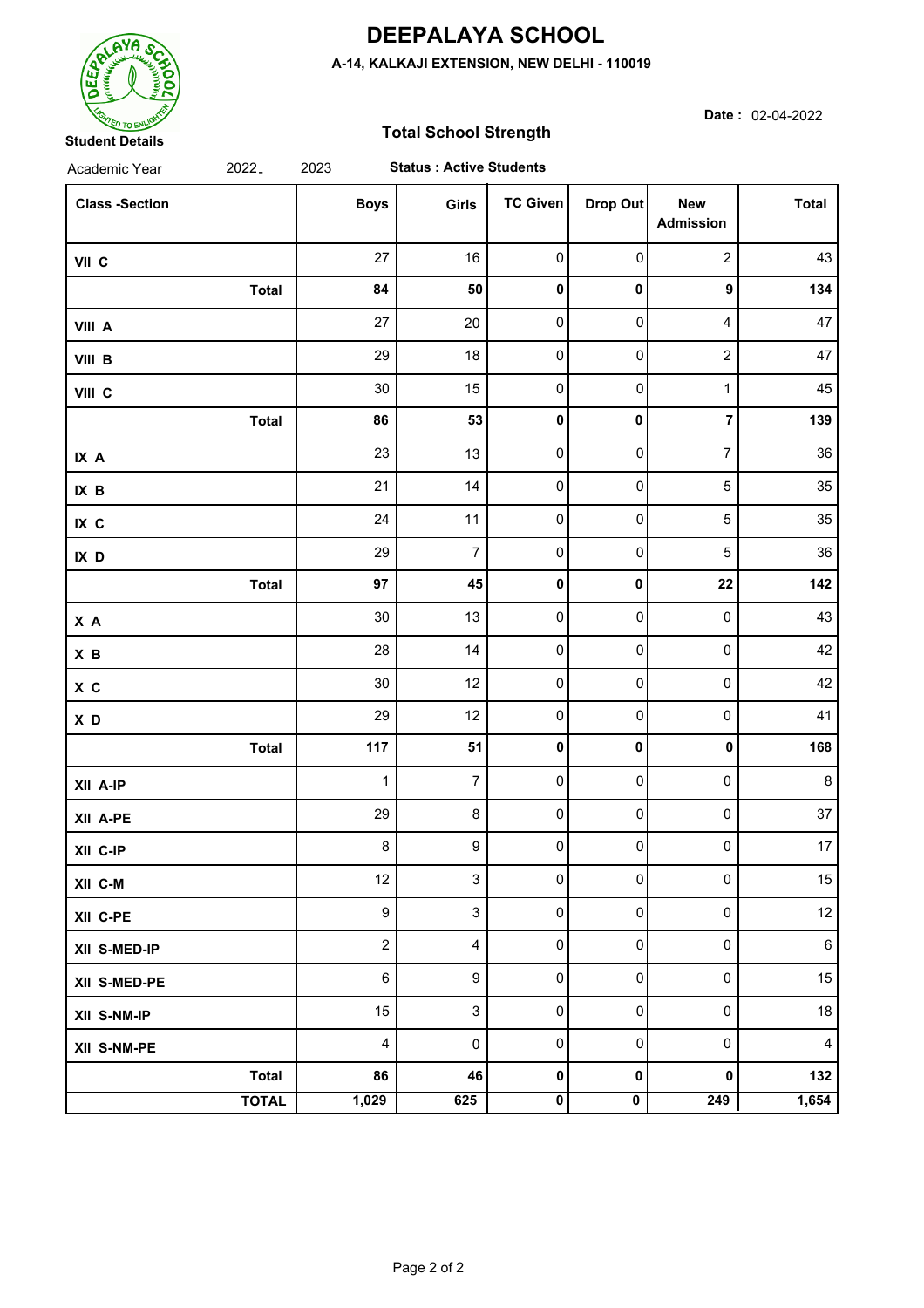# DEEPALAYA SCHOOL

**A-14, KALKAJI EXTENSION, NEW DELHI - 110019**

**Date :** 02-04-2022

**Student Details**

## Total School Strength

Academic Year 2022 - 2023 **Status : Active Students**

| Class -Section | Boys | Girls | TC Given | Drop Out | New Admission | Total |
|---|---|---|---|---|---|---|
| VII C | 27 | 16 | 0 | 0 | 2 | 43 |
| **Total** | **84** | **50** | **0** | **0** | **9** | **134** |
| VIII A | 27 | 20 | 0 | 0 | 4 | 47 |
| VIII B | 29 | 18 | 0 | 0 | 2 | 47 |
| VIII C | 30 | 15 | 0 | 0 | 1 | 45 |
| **Total** | **86** | **53** | **0** | **0** | **7** | **139** |
| IX A | 23 | 13 | 0 | 0 | 7 | 36 |
| IX B | 21 | 14 | 0 | 0 | 5 | 35 |
| IX C | 24 | 11 | 0 | 0 | 5 | 35 |
| IX D | 29 | 7 | 0 | 0 | 5 | 36 |
| **Total** | **97** | **45** | **0** | **0** | **22** | **142** |
| X A | 30 | 13 | 0 | 0 | 0 | 43 |
| X B | 28 | 14 | 0 | 0 | 0 | 42 |
| X C | 30 | 12 | 0 | 0 | 0 | 42 |
| X D | 29 | 12 | 0 | 0 | 0 | 41 |
| **Total** | **117** | **51** | **0** | **0** | **0** | **168** |
| XII A-IP | 1 | 7 | 0 | 0 | 0 | 8 |
| XII A-PE | 29 | 8 | 0 | 0 | 0 | 37 |
| XII C-IP | 8 | 9 | 0 | 0 | 0 | 17 |
| XII C-M | 12 | 3 | 0 | 0 | 0 | 15 |
| XII C-PE | 9 | 3 | 0 | 0 | 0 | 12 |
| XII S-MED-IP | 2 | 4 | 0 | 0 | 0 | 6 |
| XII S-MED-PE | 6 | 9 | 0 | 0 | 0 | 15 |
| XII S-NM-IP | 15 | 3 | 0 | 0 | 0 | 18 |
| XII S-NM-PE | 4 | 0 | 0 | 0 | 0 | 4 |
| **Total** | **86** | **46** | **0** | **0** | **0** | **132** |
| **TOTAL** | **1,029** | **625** | **0** | **0** | **249** | **1,654** |